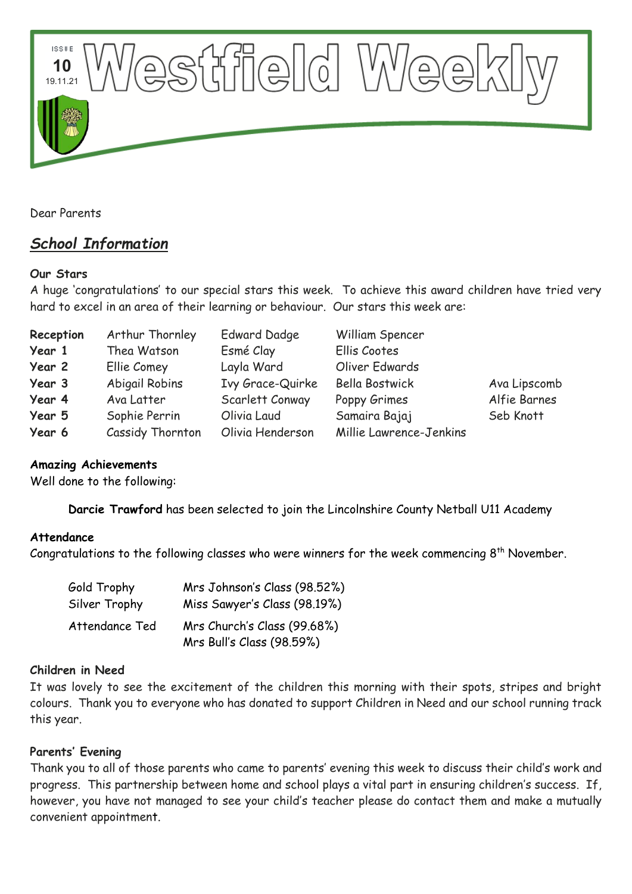# Westfield Weekly

ISSUE 10
19.11.21

Dear Parents

## *School Information*

### Our Stars

A huge 'congratulations' to our special stars this week. To achieve this award children have tried very hard to excel in an area of their learning or behaviour. Our stars this week are:

| | | | | |
|---|---|---|---|---|
| **Reception** | Arthur Thornley | Edward Dadge | William Spencer | |
| **Year 1** | Thea Watson | Esmé Clay | Ellis Cootes | |
| **Year 2** | Ellie Comey | Layla Ward | Oliver Edwards | |
| **Year 3** | Abigail Robins | Ivy Grace-Quirke | Bella Bostwick | Ava Lipscomb |
| **Year 4** | Ava Latter | Scarlett Conway | Poppy Grimes | Alfie Barnes |
| **Year 5** | Sophie Perrin | Olivia Laud | Samaira Bajaj | Seb Knott |
| **Year 6** | Cassidy Thornton | Olivia Henderson | Millie Lawrence-Jenkins | |

### Amazing Achievements

Well done to the following:

**Darcie Trawford** has been selected to join the Lincolnshire County Netball U11 Academy

### Attendance

Congratulations to the following classes who were winners for the week commencing 8th November.

| | |
|---|---|
| Gold Trophy | Mrs Johnson's Class (98.52%) |
| Silver Trophy | Miss Sawyer's Class (98.19%) |
| Attendance Ted | Mrs Church's Class (99.68%)<br>Mrs Bull's Class (98.59%) |

### Children in Need

It was lovely to see the excitement of the children this morning with their spots, stripes and bright colours. Thank you to everyone who has donated to support Children in Need and our school running track this year.

### Parents' Evening

Thank you to all of those parents who came to parents' evening this week to discuss their child's work and progress. This partnership between home and school plays a vital part in ensuring children's success. If, however, you have not managed to see your child's teacher please do contact them and make a mutually convenient appointment.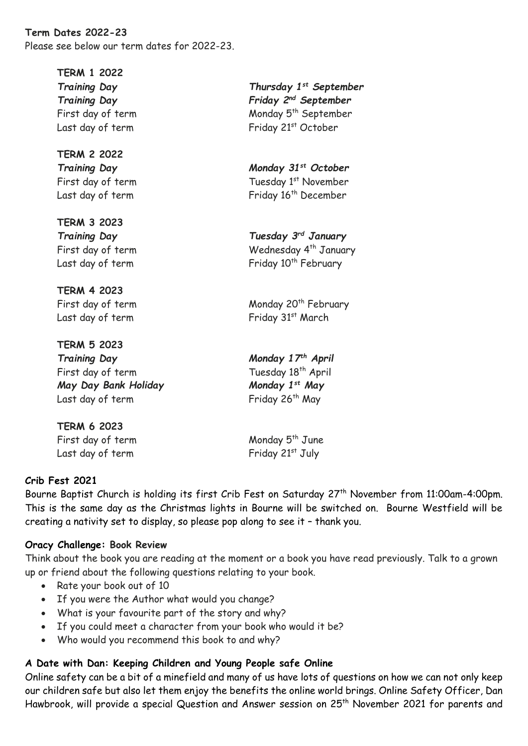**Term Dates 2022-23**

Please see below our term dates for 2022-23.

**TERM 1 2022**

| | |
|---|---|
| *Training Day* | ***Thursday 1st September*** |
| *Training Day* | ***Friday 2nd September*** |
| First day of term | Monday 5th September |
| Last day of term | Friday 21st October |

**TERM 2 2022**

| | |
|---|---|
| *Training Day* | ***Monday 31st October*** |
| First day of term | Tuesday 1st November |
| Last day of term | Friday 16th December |

**TERM 3 2023**

| | |
|---|---|
| *Training Day* | ***Tuesday 3rd January*** |
| First day of term | Wednesday 4th January |
| Last day of term | Friday 10th February |

**TERM 4 2023**

| | |
|---|---|
| First day of term | Monday 20th February |
| Last day of term | Friday 31st March |

**TERM 5 2023**

| | |
|---|---|
| *Training Day* | ***Monday 17th April*** |
| First day of term | Tuesday 18th April |
| ***May Day Bank Holiday*** | ***Monday 1st May*** |
| Last day of term | Friday 26th May |

**TERM 6 2023**

| | |
|---|---|
| First day of term | Monday 5th June |
| Last day of term | Friday 21st July |

**Crib Fest 2021**

Bourne Baptist Church is holding its first Crib Fest on Saturday 27th November from 11:00am-4:00pm. This is the same day as the Christmas lights in Bourne will be switched on. Bourne Westfield will be creating a nativity set to display, so please pop along to see it – thank you.

**Oracy Challenge: Book Review**

Think about the book you are reading at the moment or a book you have read previously. Talk to a grown up or friend about the following questions relating to your book.

- Rate your book out of 10
- If you were the Author what would you change?
- What is your favourite part of the story and why?
- If you could meet a character from your book who would it be?
- Who would you recommend this book to and why?

**A Date with Dan: Keeping Children and Young People safe Online**

Online safety can be a bit of a minefield and many of us have lots of questions on how we can not only keep our children safe but also let them enjoy the benefits the online world brings. Online Safety Officer, Dan Hawbrook, will provide a special Question and Answer session on 25th November 2021 for parents and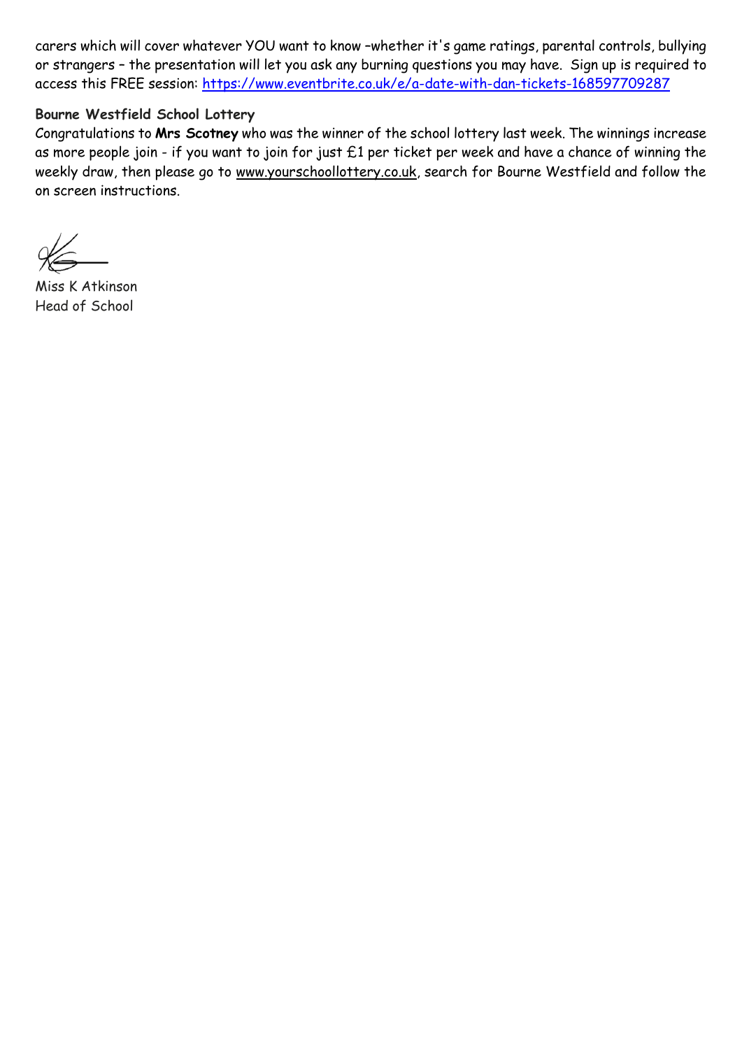carers which will cover whatever YOU want to know –whether it's game ratings, parental controls, bullying or strangers – the presentation will let you ask any burning questions you may have. Sign up is required to access this FREE session: https://www.eventbrite.co.uk/e/a-date-with-dan-tickets-168597709287

**Bourne Westfield School Lottery**

Congratulations to **Mrs Scotney** who was the winner of the school lottery last week. The winnings increase as more people join - if you want to join for just £1 per ticket per week and have a chance of winning the weekly draw, then please go to www.yourschoollottery.co.uk, search for Bourne Westfield and follow the on screen instructions.

Miss K Atkinson
Head of School